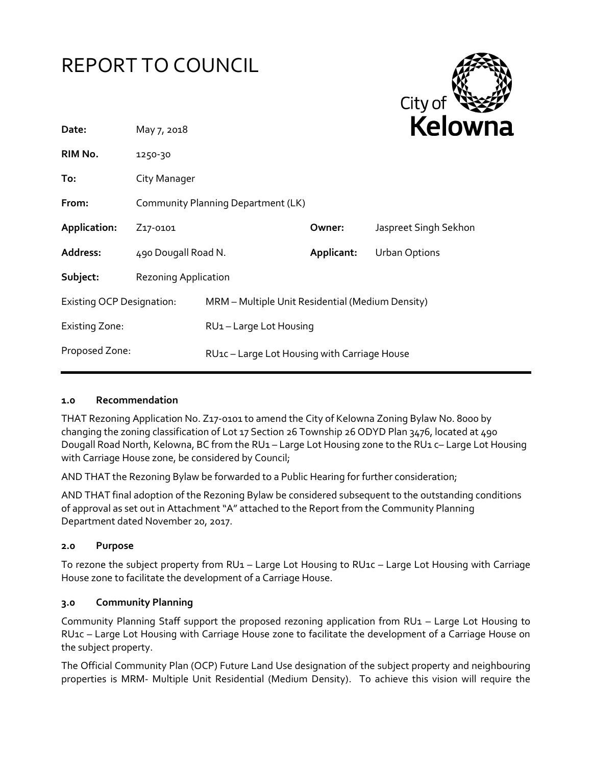# REPORT TO COUNCIL

| | | | |
|---|---|---|---|
| **Date:** | May 7, 2018 | | |
| **RIM No.** | 1250-30 | | |
| **To:** | City Manager | | |
| **From:** | Community Planning Department (LK) | | |
| **Application:** | Z17-0101 | **Owner:** | Jaspreet Singh Sekhon |
| **Address:** | 490 Dougall Road N. | **Applicant:** | Urban Options |
| **Subject:** | Rezoning Application | | |
| Existing OCP Designation: | MRM – Multiple Unit Residential (Medium Density) | | |
| Existing Zone: | RU1 – Large Lot Housing | | |
| Proposed Zone: | RU1c – Large Lot Housing with Carriage House | | |

## 1.0 Recommendation

THAT Rezoning Application No. Z17-0101 to amend the City of Kelowna Zoning Bylaw No. 8000 by changing the zoning classification of Lot 17 Section 26 Township 26 ODYD Plan 3476, located at 490 Dougall Road North, Kelowna, BC from the RU1 – Large Lot Housing zone to the RU1 c– Large Lot Housing with Carriage House zone, be considered by Council;

AND THAT the Rezoning Bylaw be forwarded to a Public Hearing for further consideration;

AND THAT final adoption of the Rezoning Bylaw be considered subsequent to the outstanding conditions of approval as set out in Attachment "A" attached to the Report from the Community Planning Department dated November 20, 2017.

## 2.0 Purpose

To rezone the subject property from RU1 – Large Lot Housing to RU1c – Large Lot Housing with Carriage House zone to facilitate the development of a Carriage House.

## 3.0 Community Planning

Community Planning Staff support the proposed rezoning application from RU1 – Large Lot Housing to RU1c – Large Lot Housing with Carriage House zone to facilitate the development of a Carriage House on the subject property.

The Official Community Plan (OCP) Future Land Use designation of the subject property and neighbouring properties is MRM- Multiple Unit Residential (Medium Density). To achieve this vision will require the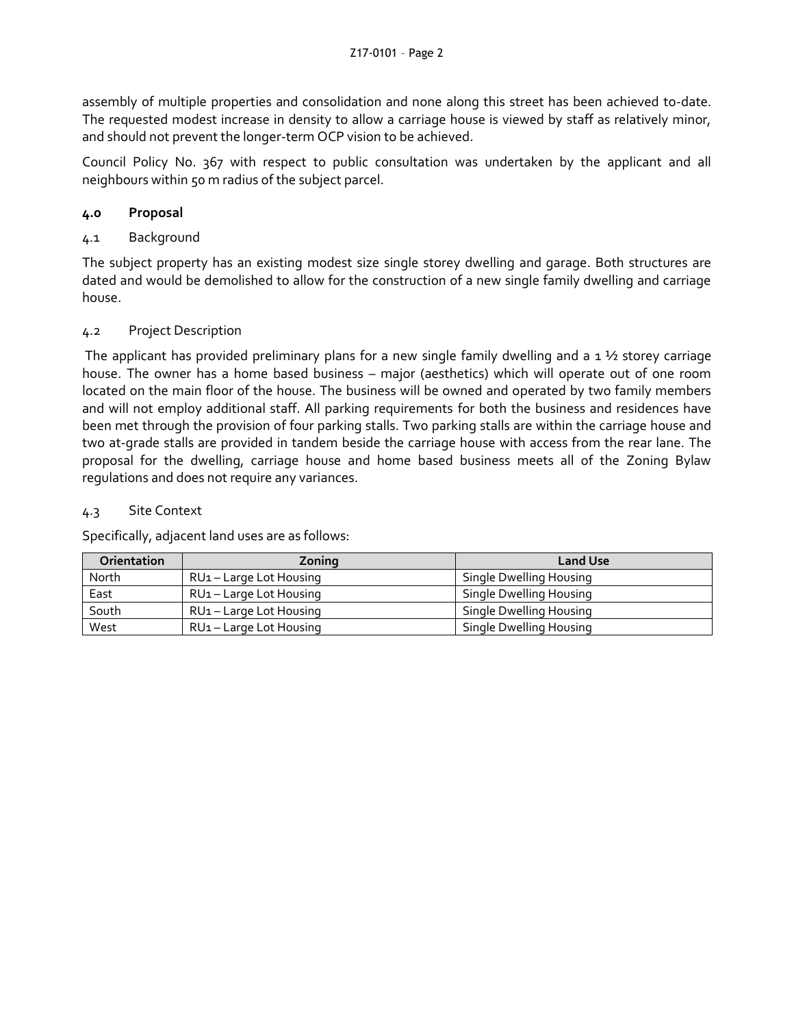assembly of multiple properties and consolidation and none along this street has been achieved to-date. The requested modest increase in density to allow a carriage house is viewed by staff as relatively minor, and should not prevent the longer-term OCP vision to be achieved.

Council Policy No. 367 with respect to public consultation was undertaken by the applicant and all neighbours within 50 m radius of the subject parcel.

## 4.0 Proposal

### 4.1 Background

The subject property has an existing modest size single storey dwelling and garage. Both structures are dated and would be demolished to allow for the construction of a new single family dwelling and carriage house.

### 4.2 Project Description

The applicant has provided preliminary plans for a new single family dwelling and a 1 ½ storey carriage house. The owner has a home based business – major (aesthetics) which will operate out of one room located on the main floor of the house. The business will be owned and operated by two family members and will not employ additional staff. All parking requirements for both the business and residences have been met through the provision of four parking stalls. Two parking stalls are within the carriage house and two at-grade stalls are provided in tandem beside the carriage house with access from the rear lane. The proposal for the dwelling, carriage house and home based business meets all of the Zoning Bylaw regulations and does not require any variances.

### 4.3 Site Context

Specifically, adjacent land uses are as follows:

| Orientation | Zoning | Land Use |
|---|---|---|
| North | RU1 – Large Lot Housing | Single Dwelling Housing |
| East | RU1 – Large Lot Housing | Single Dwelling Housing |
| South | RU1 – Large Lot Housing | Single Dwelling Housing |
| West | RU1 – Large Lot Housing | Single Dwelling Housing |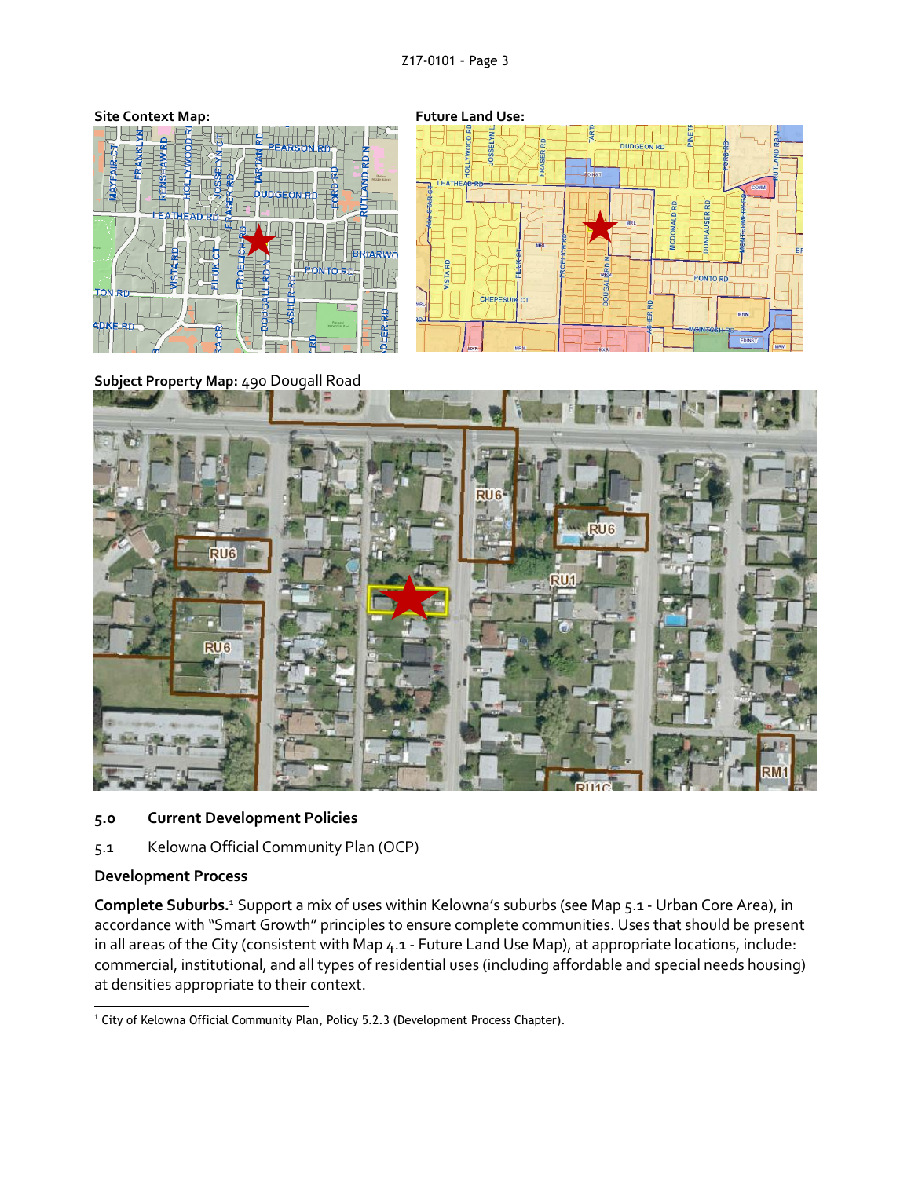**Site Context Map:**

**Future Land Use:**

**Subject Property Map:** 490 Dougall Road

## 5.0 Current Development Policies

### 5.1 Kelowna Official Community Plan (OCP)

**Development Process**

**Complete Suburbs.**[1] Support a mix of uses within Kelowna's suburbs (see Map 5.1 - Urban Core Area), in accordance with "Smart Growth" principles to ensure complete communities. Uses that should be present in all areas of the City (consistent with Map 4.1 - Future Land Use Map), at appropriate locations, include: commercial, institutional, and all types of residential uses (including affordable and special needs housing) at densities appropriate to their context.

---

[1] City of Kelowna Official Community Plan, Policy 5.2.3 (Development Process Chapter).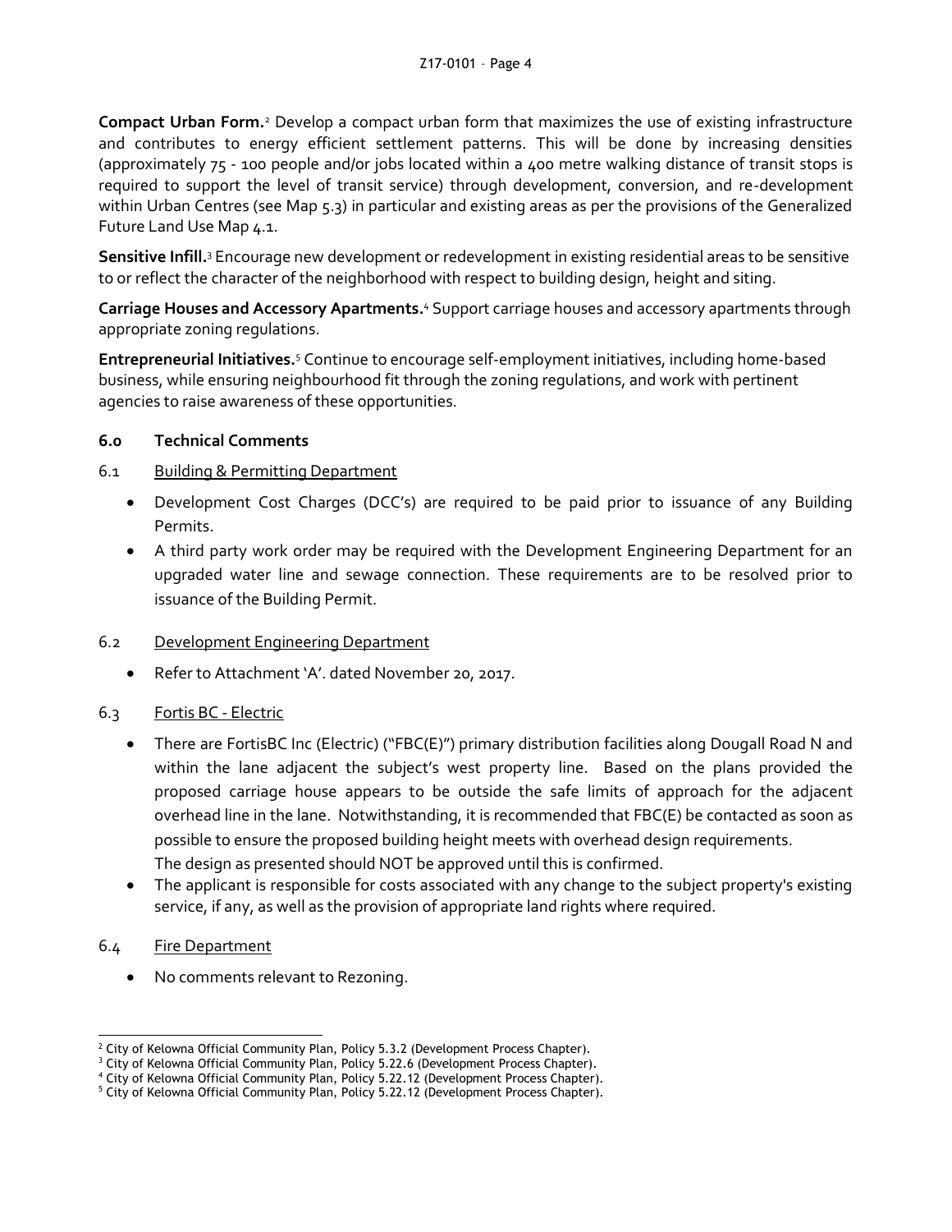**Compact Urban Form.**[2] Develop a compact urban form that maximizes the use of existing infrastructure and contributes to energy efficient settlement patterns. This will be done by increasing densities (approximately 75 - 100 people and/or jobs located within a 400 metre walking distance of transit stops is required to support the level of transit service) through development, conversion, and re-development within Urban Centres (see Map 5.3) in particular and existing areas as per the provisions of the Generalized Future Land Use Map 4.1.

**Sensitive Infill.**[3] Encourage new development or redevelopment in existing residential areas to be sensitive to or reflect the character of the neighborhood with respect to building design, height and siting.

**Carriage Houses and Accessory Apartments.**[4] Support carriage houses and accessory apartments through appropriate zoning regulations.

**Entrepreneurial Initiatives.**[5] Continue to encourage self-employment initiatives, including home-based business, while ensuring neighbourhood fit through the zoning regulations, and work with pertinent agencies to raise awareness of these opportunities.

## 6.0 Technical Comments

### 6.1 Building & Permitting Department

- Development Cost Charges (DCC's) are required to be paid prior to issuance of any Building Permits.
- A third party work order may be required with the Development Engineering Department for an upgraded water line and sewage connection. These requirements are to be resolved prior to issuance of the Building Permit.

### 6.2 Development Engineering Department

- Refer to Attachment 'A'. dated November 20, 2017.

### 6.3 Fortis BC - Electric

- There are FortisBC Inc (Electric) ("FBC(E)") primary distribution facilities along Dougall Road N and within the lane adjacent the subject's west property line. Based on the plans provided the proposed carriage house appears to be outside the safe limits of approach for the adjacent overhead line in the lane. Notwithstanding, it is recommended that FBC(E) be contacted as soon as possible to ensure the proposed building height meets with overhead design requirements. The design as presented should NOT be approved until this is confirmed.
- The applicant is responsible for costs associated with any change to the subject property's existing service, if any, as well as the provision of appropriate land rights where required.

### 6.4 Fire Department

- No comments relevant to Rezoning.

---

[2] City of Kelowna Official Community Plan, Policy 5.3.2 (Development Process Chapter).

[3] City of Kelowna Official Community Plan, Policy 5.22.6 (Development Process Chapter).

[4] City of Kelowna Official Community Plan, Policy 5.22.12 (Development Process Chapter).

[5] City of Kelowna Official Community Plan, Policy 5.22.12 (Development Process Chapter).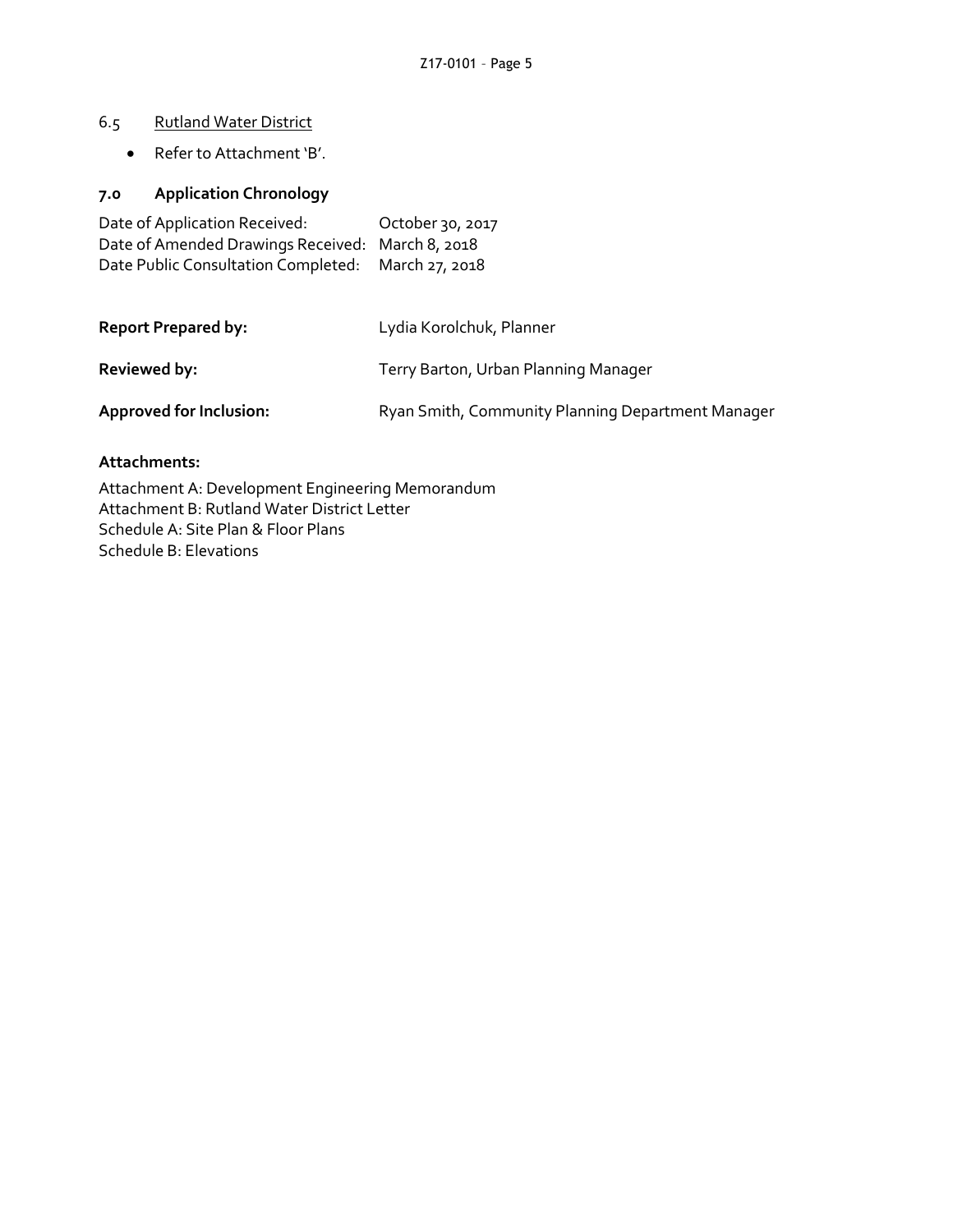## 6.5 Rutland Water District

- Refer to Attachment 'B'.

## 7.0 Application Chronology

| | |
|---|---|
| Date of Application Received: | October 30, 2017 |
| Date of Amended Drawings Received: | March 8, 2018 |
| Date Public Consultation Completed: | March 27, 2018 |

| | |
|---|---|
| **Report Prepared by:** | Lydia Korolchuk, Planner |
| **Reviewed by:** | Terry Barton, Urban Planning Manager |
| **Approved for Inclusion:** | Ryan Smith, Community Planning Department Manager |

**Attachments:**

Attachment A: Development Engineering Memorandum
Attachment B: Rutland Water District Letter
Schedule A: Site Plan & Floor Plans
Schedule B: Elevations